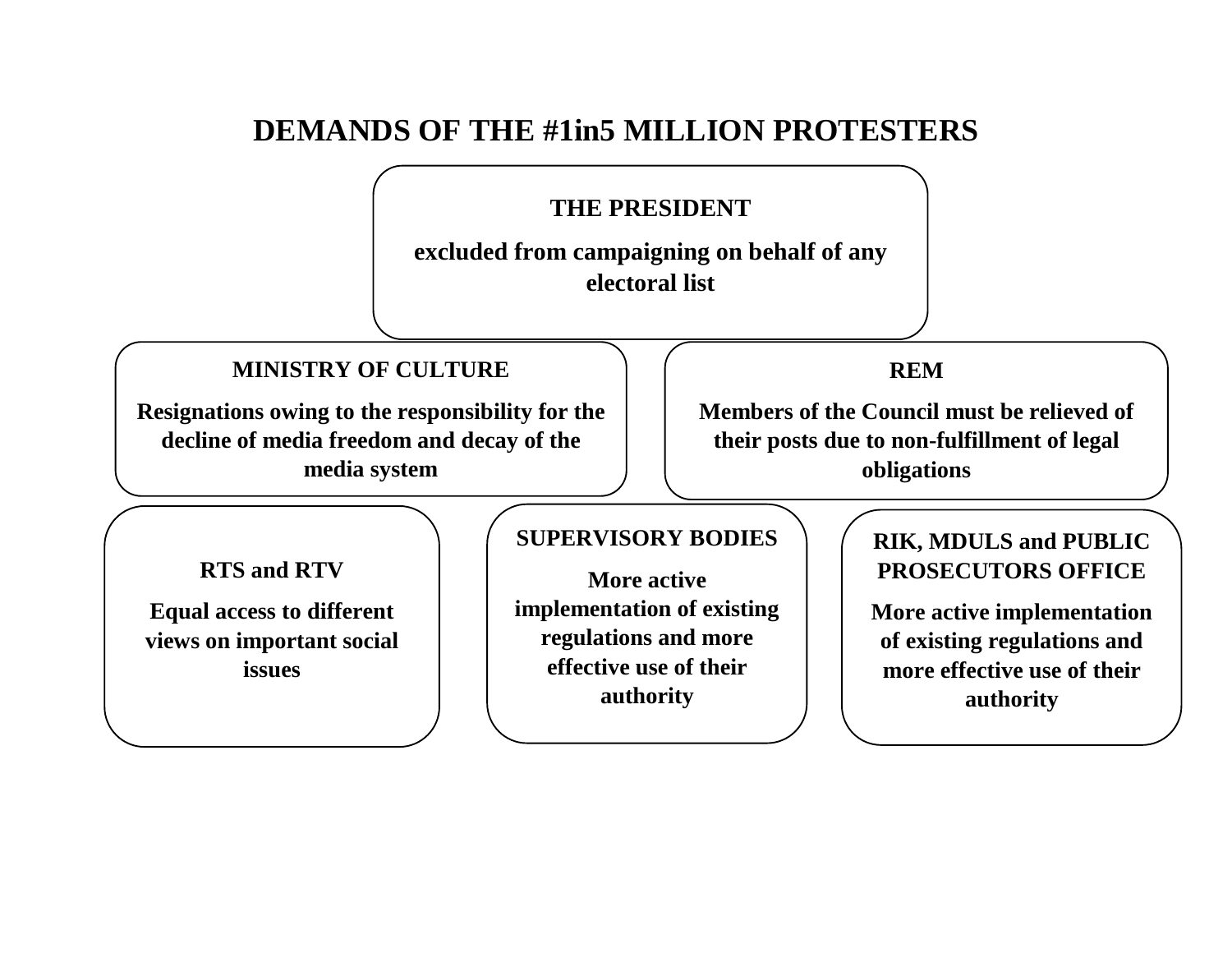# DEMANDS OF THE #1in5 MILLION PROTESTERS

**THE PRESIDENT**

**excluded from campaigning on behalf of any electoral list**

**MINISTRY OF CULTURE**

**Resignations owing to the responsibility for the decline of media freedom and decay of the media system**

**REM**

**Members of the Council must be relieved of their posts due to non-fulfillment of legal obligations**

**RTS and RTV**

**Equal access to different views on important social issues**

**SUPERVISORY BODIES**

**More active implementation of existing regulations and more effective use of their authority**

**RIK, MDULS and PUBLIC PROSECUTORS OFFICE**

**More active implementation of existing regulations and more effective use of their authority**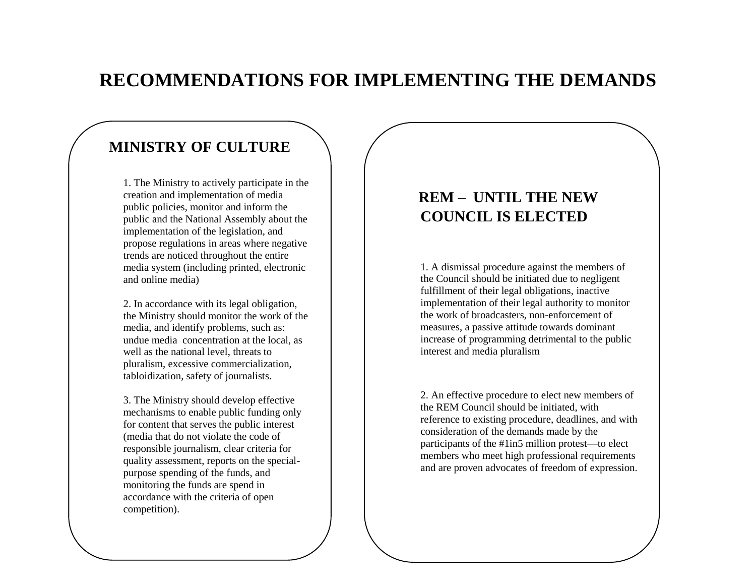# RECOMMENDATIONS FOR IMPLEMENTING THE DEMANDS

## MINISTRY OF CULTURE

1. The Ministry to actively participate in the creation and implementation of media public policies, monitor and inform the public and the National Assembly about the implementation of the legislation, and propose regulations in areas where negative trends are noticed throughout the entire media system (including printed, electronic and online media)

2. In accordance with its legal obligation, the Ministry should monitor the work of the media, and identify problems, such as: undue media concentration at the local, as well as the national level, threats to pluralism, excessive commercialization, tabloidization, safety of journalists.

3. The Ministry should develop effective mechanisms to enable public funding only for content that serves the public interest (media that do not violate the code of responsible journalism, clear criteria for quality assessment, reports on the special-purpose spending of the funds, and monitoring the funds are spend in accordance with the criteria of open competition).

## REM – UNTIL THE NEW COUNCIL IS ELECTED

1. A dismissal procedure against the members of the Council should be initiated due to negligent fulfillment of their legal obligations, inactive implementation of their legal authority to monitor the work of broadcasters, non-enforcement of measures, a passive attitude towards dominant increase of programming detrimental to the public interest and media pluralism

2. An effective procedure to elect new members of the REM Council should be initiated, with reference to existing procedure, deadlines, and with consideration of the demands made by the participants of the #1in5 million protest—to elect members who meet high professional requirements and are proven advocates of freedom of expression.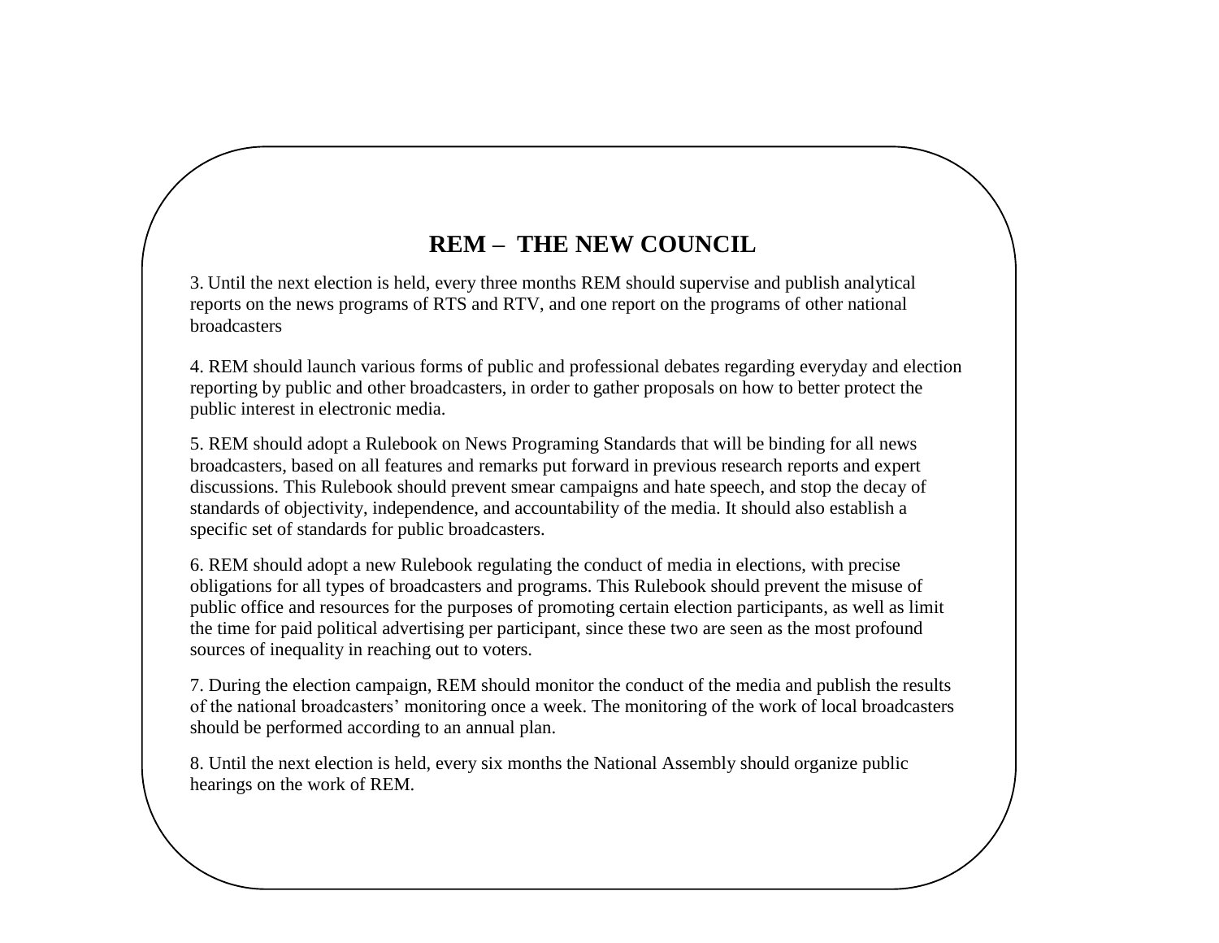## REM – THE NEW COUNCIL

3. Until the next election is held, every three months REM should supervise and publish analytical reports on the news programs of RTS and RTV, and one report on the programs of other national broadcasters

4. REM should launch various forms of public and professional debates regarding everyday and election reporting by public and other broadcasters, in order to gather proposals on how to better protect the public interest in electronic media.

5. REM should adopt a Rulebook on News Programing Standards that will be binding for all news broadcasters, based on all features and remarks put forward in previous research reports and expert discussions. This Rulebook should prevent smear campaigns and hate speech, and stop the decay of standards of objectivity, independence, and accountability of the media. It should also establish a specific set of standards for public broadcasters.

6. REM should adopt a new Rulebook regulating the conduct of media in elections, with precise obligations for all types of broadcasters and programs. This Rulebook should prevent the misuse of public office and resources for the purposes of promoting certain election participants, as well as limit the time for paid political advertising per participant, since these two are seen as the most profound sources of inequality in reaching out to voters.

7. During the election campaign, REM should monitor the conduct of the media and publish the results of the national broadcasters' monitoring once a week. The monitoring of the work of local broadcasters should be performed according to an annual plan.

8. Until the next election is held, every six months the National Assembly should organize public hearings on the work of REM.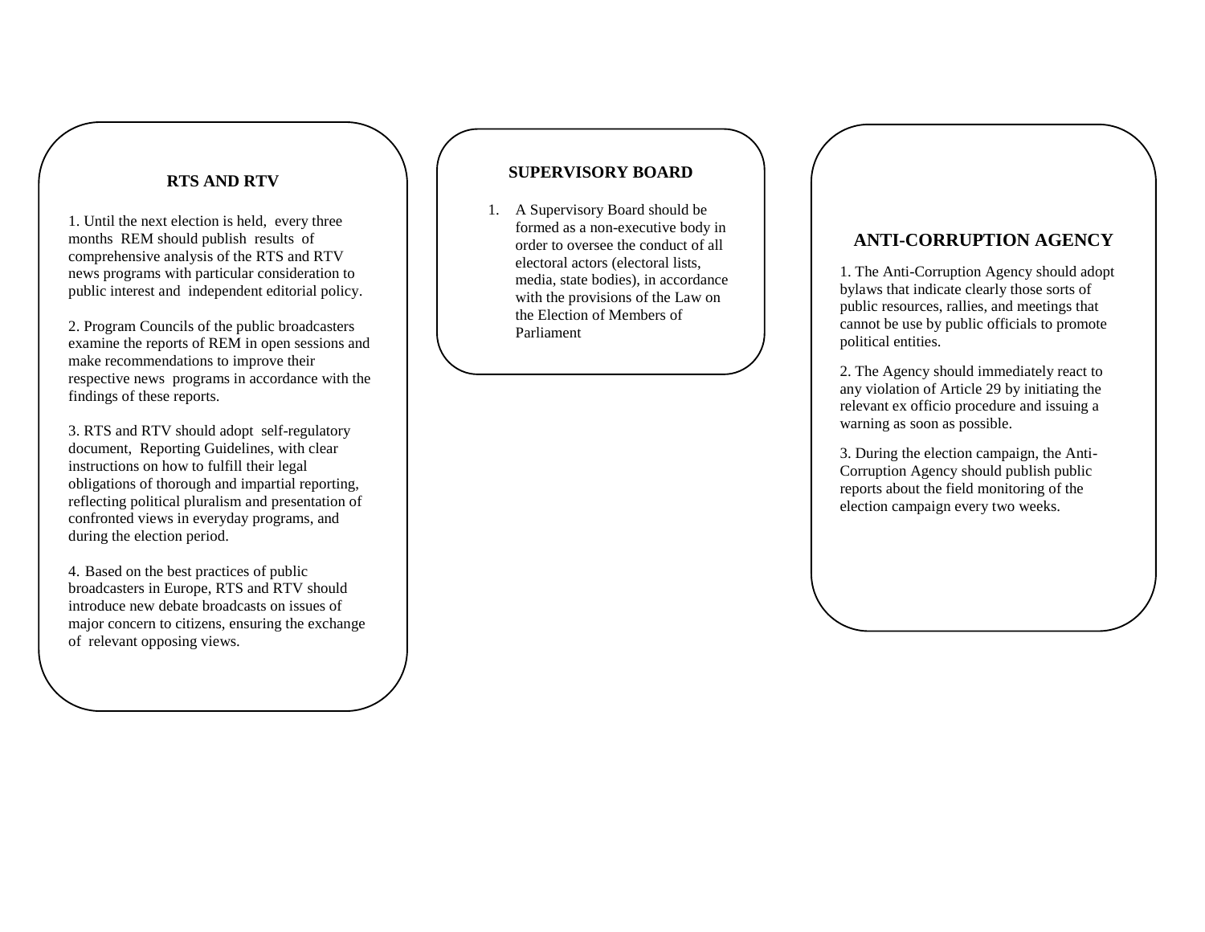## RTS AND RTV

1. Until the next election is held, every three months REM should publish results of comprehensive analysis of the RTS and RTV news programs with particular consideration to public interest and independent editorial policy.

2. Program Councils of the public broadcasters examine the reports of REM in open sessions and make recommendations to improve their respective news programs in accordance with the findings of these reports.

3. RTS and RTV should adopt self-regulatory document, Reporting Guidelines, with clear instructions on how to fulfill their legal obligations of thorough and impartial reporting, reflecting political pluralism and presentation of confronted views in everyday programs, and during the election period.

4. Based on the best practices of public broadcasters in Europe, RTS and RTV should introduce new debate broadcasts on issues of major concern to citizens, ensuring the exchange of relevant opposing views.

## SUPERVISORY BOARD

1. A Supervisory Board should be formed as a non-executive body in order to oversee the conduct of all electoral actors (electoral lists, media, state bodies), in accordance with the provisions of the Law on the Election of Members of Parliament

## ANTI-CORRUPTION AGENCY

1. The Anti-Corruption Agency should adopt bylaws that indicate clearly those sorts of public resources, rallies, and meetings that cannot be use by public officials to promote political entities.

2. The Agency should immediately react to any violation of Article 29 by initiating the relevant ex officio procedure and issuing a warning as soon as possible.

3. During the election campaign, the Anti-Corruption Agency should publish public reports about the field monitoring of the election campaign every two weeks.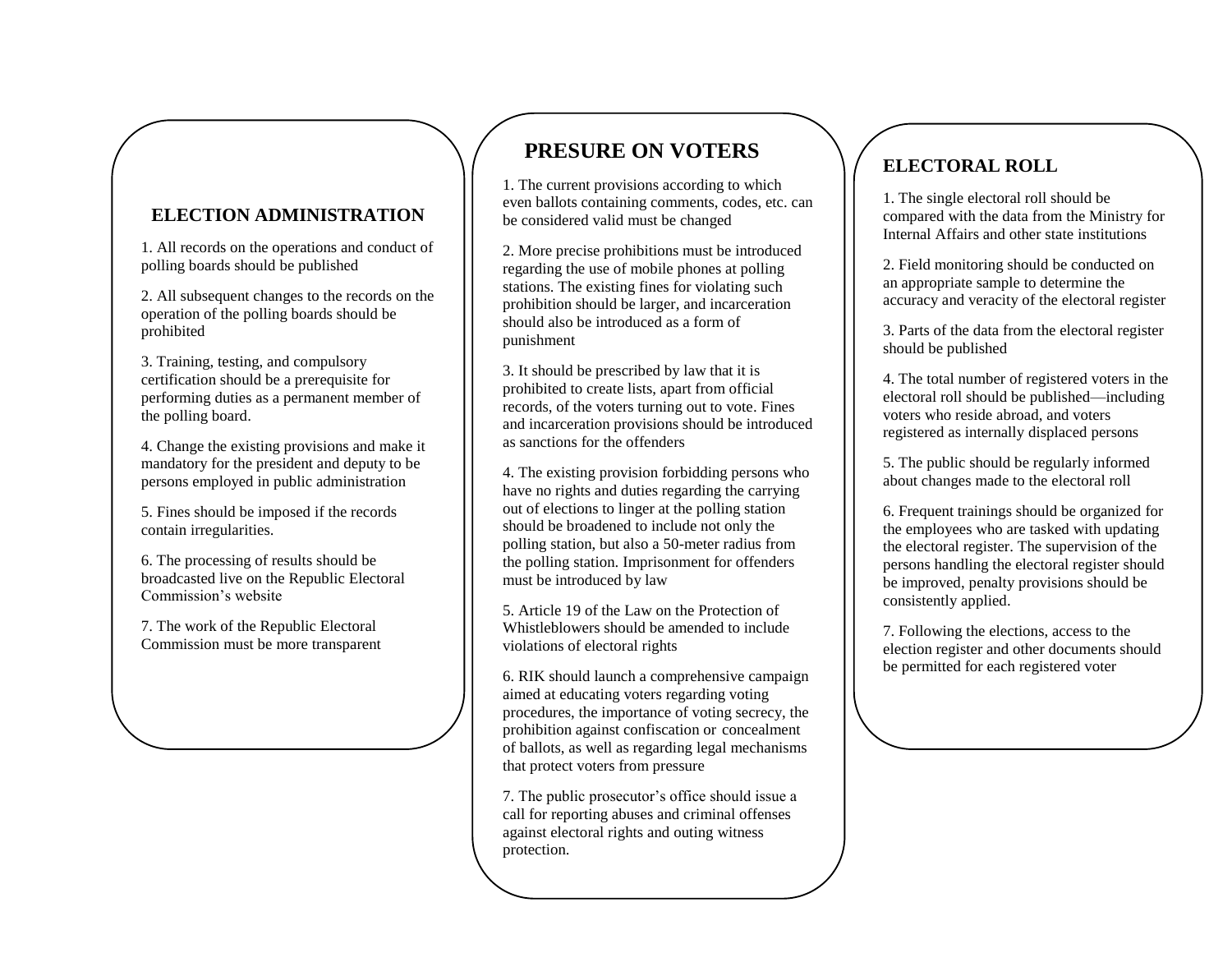## ELECTION ADMINISTRATION

1. All records on the operations and conduct of polling boards should be published

2. All subsequent changes to the records on the operation of the polling boards should be prohibited

3. Training, testing, and compulsory certification should be a prerequisite for performing duties as a permanent member of the polling board.

4. Change the existing provisions and make it mandatory for the president and deputy to be persons employed in public administration

5. Fines should be imposed if the records contain irregularities.

6. The processing of results should be broadcasted live on the Republic Electoral Commission's website

7. The work of the Republic Electoral Commission must be more transparent

## PRESURE ON VOTERS

1. The current provisions according to which even ballots containing comments, codes, etc. can be considered valid must be changed

2. More precise prohibitions must be introduced regarding the use of mobile phones at polling stations. The existing fines for violating such prohibition should be larger, and incarceration should also be introduced as a form of punishment

3. It should be prescribed by law that it is prohibited to create lists, apart from official records, of the voters turning out to vote. Fines and incarceration provisions should be introduced as sanctions for the offenders

4. The existing provision forbidding persons who have no rights and duties regarding the carrying out of elections to linger at the polling station should be broadened to include not only the polling station, but also a 50-meter radius from the polling station. Imprisonment for offenders must be introduced by law

5. Article 19 of the Law on the Protection of Whistleblowers should be amended to include violations of electoral rights

6. RIK should launch a comprehensive campaign aimed at educating voters regarding voting procedures, the importance of voting secrecy, the prohibition against confiscation or concealment of ballots, as well as regarding legal mechanisms that protect voters from pressure

7. The public prosecutor's office should issue a call for reporting abuses and criminal offenses against electoral rights and outing witness protection.

## ELECTORAL ROLL

1. The single electoral roll should be compared with the data from the Ministry for Internal Affairs and other state institutions

2. Field monitoring should be conducted on an appropriate sample to determine the accuracy and veracity of the electoral register

3. Parts of the data from the electoral register should be published

4. The total number of registered voters in the electoral roll should be published—including voters who reside abroad, and voters registered as internally displaced persons

5. The public should be regularly informed about changes made to the electoral roll

6. Frequent trainings should be organized for the employees who are tasked with updating the electoral register. The supervision of the persons handling the electoral register should be improved, penalty provisions should be consistently applied.

7. Following the elections, access to the election register and other documents should be permitted for each registered voter